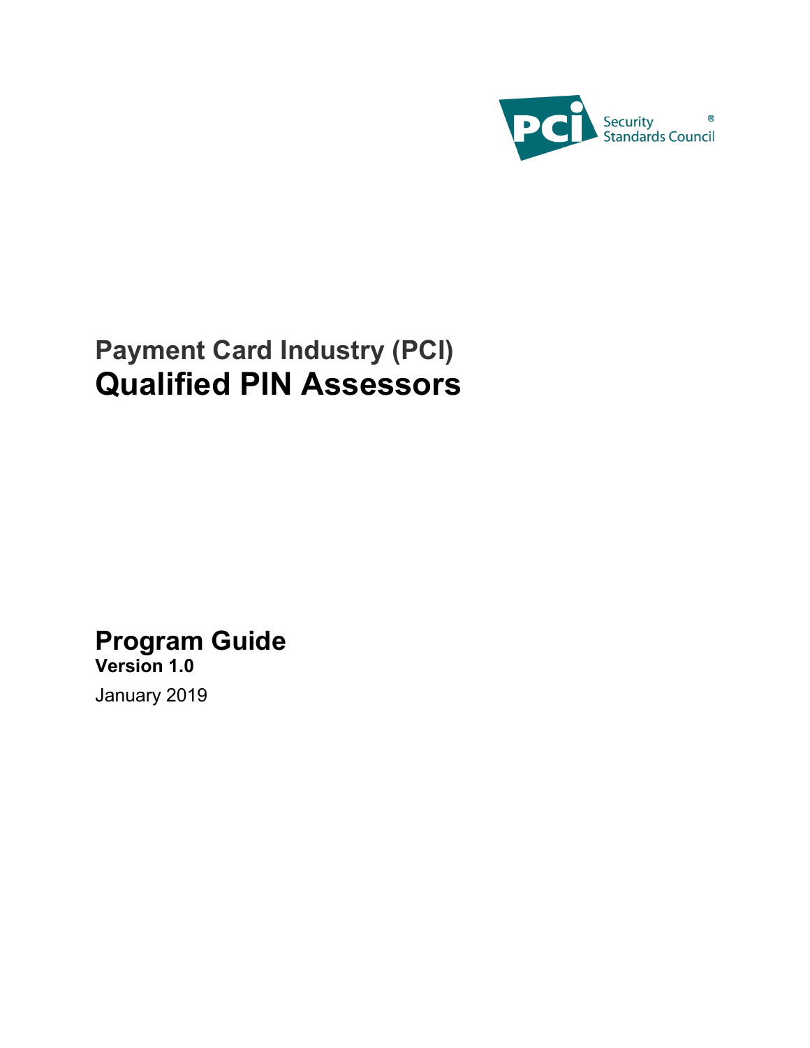Security Standards Council®

# Payment Card Industry (PCI)
# Qualified PIN Assessors

## Program Guide
**Version 1.0**

January 2019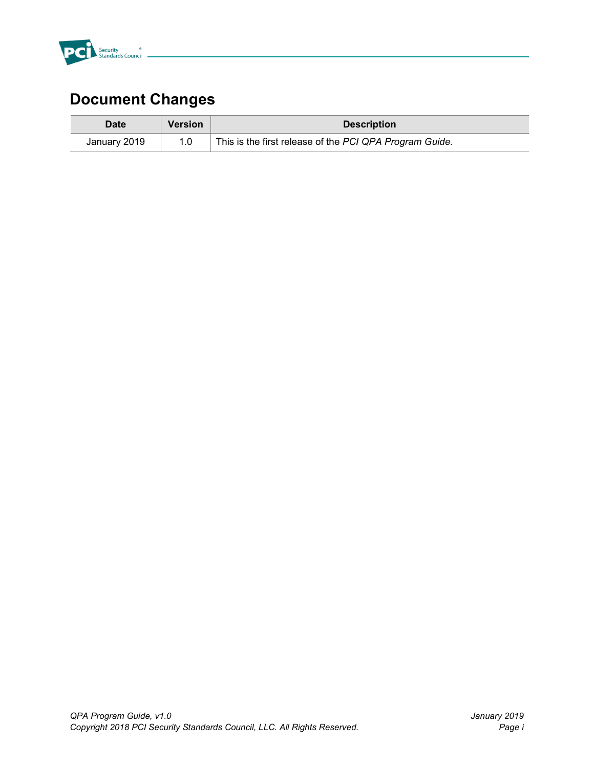# Document Changes

| Date | Version | Description |
|---|---|---|
| January 2019 | 1.0 | This is the first release of the *PCI QPA Program Guide.* |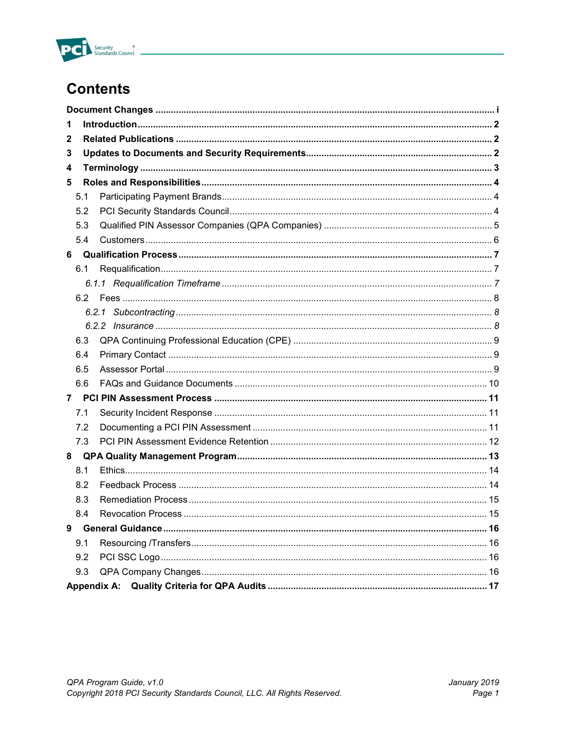# Contents

**Document Changes** .................................................................................................................. **i**

**1 Introduction** ........................................................................................................................ **2**

**2 Related Publications** .......................................................................................................... **2**

**3 Updates to Documents and Security Requirements** ........................................................ **2**

**4 Terminology** ........................................................................................................................ **3**

**5 Roles and Responsibilities** ................................................................................................ **4**

5.1 Participating Payment Brands ........................................................................................ 4

5.2 PCI Security Standards Council ..................................................................................... 4

5.3 Qualified PIN Assessor Companies (QPA Companies) ................................................. 5

5.4 Customers ..................................................................................................................... 6

**6 Qualification Process** ......................................................................................................... **7**

6.1 Requalification ................................................................................................................ 7

*6.1.1 Requalification Timeframe* ........................................................................................ *7*

6.2 Fees .............................................................................................................................. 8

*6.2.1 Subcontracting* .......................................................................................................... *8*

*6.2.2 Insurance* .................................................................................................................. *8*

6.3 QPA Continuing Professional Education (CPE) ............................................................ 9

6.4 Primary Contact ............................................................................................................ 9

6.5 Assessor Portal ............................................................................................................. 9

6.6 FAQs and Guidance Documents ................................................................................. 10

**7 PCI PIN Assessment Process** .......................................................................................... **11**

7.1 Security Incident Response ......................................................................................... 11

7.2 Documenting a PCI PIN Assessment .......................................................................... 11

7.3 PCI PIN Assessment Evidence Retention .................................................................... 12

**8 QPA Quality Management Program** ................................................................................ **13**

8.1 Ethics ........................................................................................................................... 14

8.2 Feedback Process ....................................................................................................... 14

8.3 Remediation Process ................................................................................................... 15

8.4 Revocation Process ..................................................................................................... 15

**9 General Guidance** ............................................................................................................. **16**

9.1 Resourcing /Transfers .................................................................................................. 16

9.2 PCI SSC Logo .............................................................................................................. 16

9.3 QPA Company Changes .............................................................................................. 16

**Appendix A: Quality Criteria for QPA Audits** ..................................................................... **17**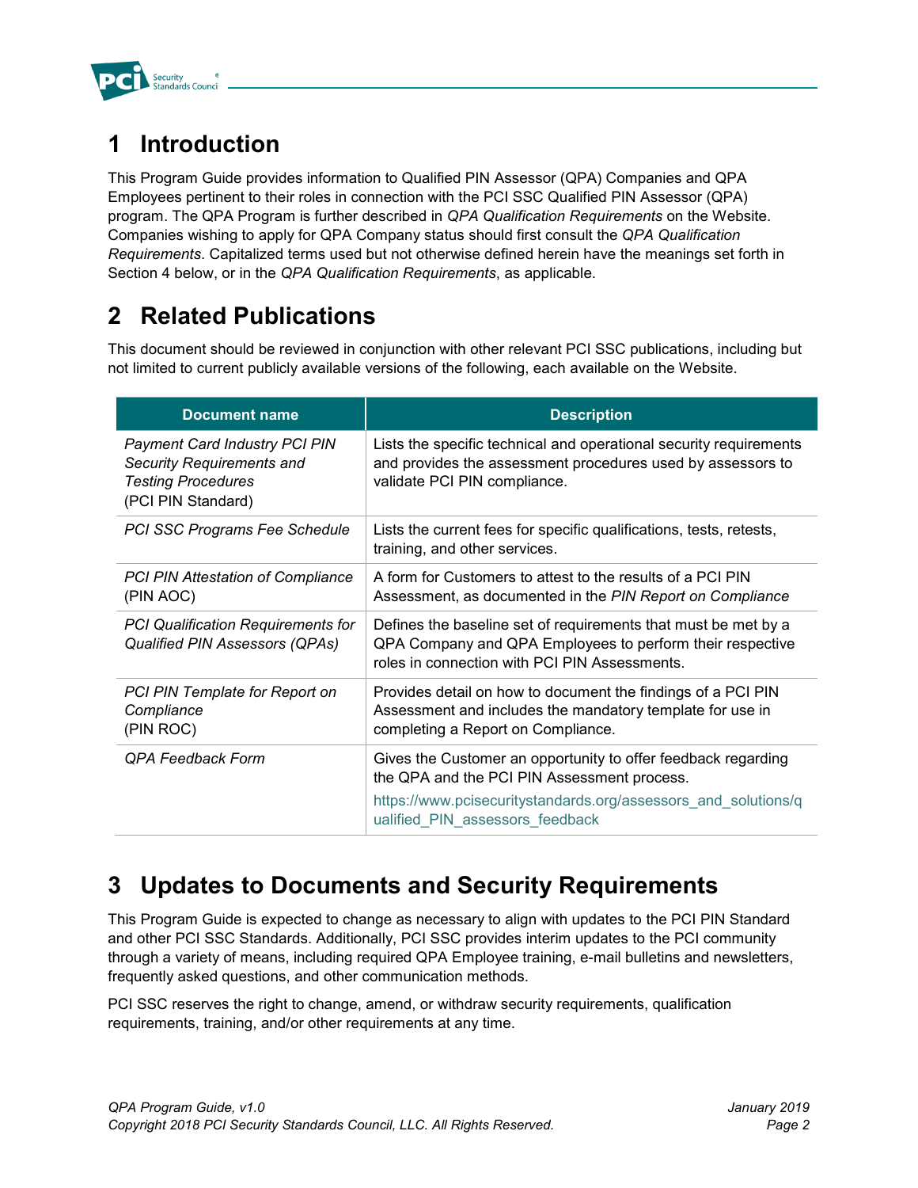# 1 Introduction

This Program Guide provides information to Qualified PIN Assessor (QPA) Companies and QPA Employees pertinent to their roles in connection with the PCI SSC Qualified PIN Assessor (QPA) program. The QPA Program is further described in *QPA Qualification Requirements* on the Website. Companies wishing to apply for QPA Company status should first consult the *QPA Qualification Requirements*. Capitalized terms used but not otherwise defined herein have the meanings set forth in Section 4 below, or in the *QPA Qualification Requirements*, as applicable.

# 2 Related Publications

This document should be reviewed in conjunction with other relevant PCI SSC publications, including but not limited to current publicly available versions of the following, each available on the Website.

| Document name | Description |
|---|---|
| *Payment Card Industry PCI PIN Security Requirements and Testing Procedures* (PCI PIN Standard) | Lists the specific technical and operational security requirements and provides the assessment procedures used by assessors to validate PCI PIN compliance. |
| *PCI SSC Programs Fee Schedule* | Lists the current fees for specific qualifications, tests, retests, training, and other services. |
| *PCI PIN Attestation of Compliance* (PIN AOC) | A form for Customers to attest to the results of a PCI PIN Assessment, as documented in the *PIN Report on Compliance* |
| *PCI Qualification Requirements for Qualified PIN Assessors (QPAs)* | Defines the baseline set of requirements that must be met by a QPA Company and QPA Employees to perform their respective roles in connection with PCI PIN Assessments. |
| *PCI PIN Template for Report on Compliance* (PIN ROC) | Provides detail on how to document the findings of a PCI PIN Assessment and includes the mandatory template for use in completing a Report on Compliance. |
| *QPA Feedback Form* | Gives the Customer an opportunity to offer feedback regarding the QPA and the PCI PIN Assessment process. https://www.pcisecuritystandards.org/assessors_and_solutions/qualified_PIN_assessors_feedback |

# 3 Updates to Documents and Security Requirements

This Program Guide is expected to change as necessary to align with updates to the PCI PIN Standard and other PCI SSC Standards. Additionally, PCI SSC provides interim updates to the PCI community through a variety of means, including required QPA Employee training, e-mail bulletins and newsletters, frequently asked questions, and other communication methods.

PCI SSC reserves the right to change, amend, or withdraw security requirements, qualification requirements, training, and/or other requirements at any time.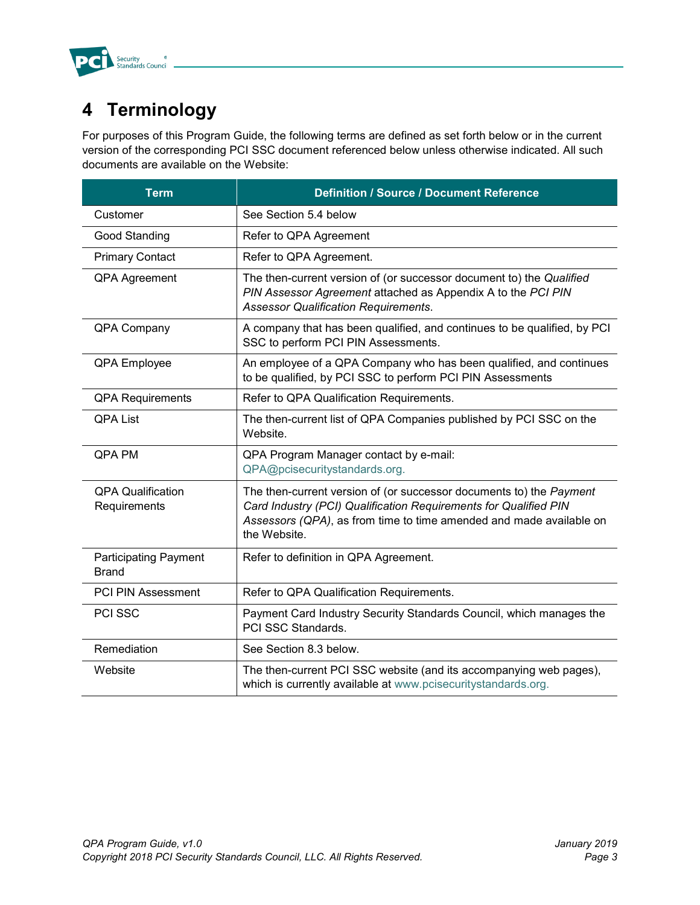# 4 Terminology

For purposes of this Program Guide, the following terms are defined as set forth below or in the current version of the corresponding PCI SSC document referenced below unless otherwise indicated. All such documents are available on the Website:

| Term | Definition / Source / Document Reference |
|---|---|
| Customer | See Section 5.4 below |
| Good Standing | Refer to QPA Agreement |
| Primary Contact | Refer to QPA Agreement. |
| QPA Agreement | The then-current version of (or successor document to) the *Qualified PIN Assessor Agreement* attached as Appendix A to the *PCI PIN Assessor Qualification Requirements*. |
| QPA Company | A company that has been qualified, and continues to be qualified, by PCI SSC to perform PCI PIN Assessments. |
| QPA Employee | An employee of a QPA Company who has been qualified, and continues to be qualified, by PCI SSC to perform PCI PIN Assessments |
| QPA Requirements | Refer to QPA Qualification Requirements. |
| QPA List | The then-current list of QPA Companies published by PCI SSC on the Website. |
| QPA PM | QPA Program Manager contact by e-mail: QPA@pcisecuritystandards.org. |
| QPA Qualification Requirements | The then-current version of (or successor documents to) the *Payment Card Industry (PCI) Qualification Requirements for Qualified PIN Assessors (QPA)*, as from time to time amended and made available on the Website. |
| Participating Payment Brand | Refer to definition in QPA Agreement. |
| PCI PIN Assessment | Refer to QPA Qualification Requirements. |
| PCI SSC | Payment Card Industry Security Standards Council, which manages the PCI SSC Standards. |
| Remediation | See Section 8.3 below. |
| Website | The then-current PCI SSC website (and its accompanying web pages), which is currently available at www.pcisecuritystandards.org. |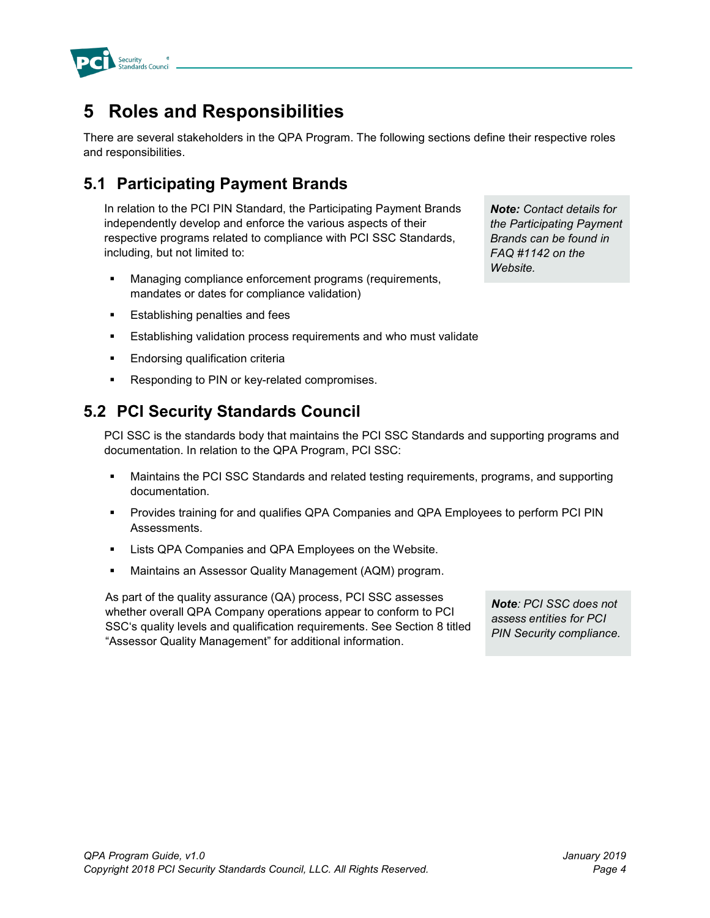# 5 Roles and Responsibilities

There are several stakeholders in the QPA Program. The following sections define their respective roles and responsibilities.

## 5.1 Participating Payment Brands

In relation to the PCI PIN Standard, the Participating Payment Brands independently develop and enforce the various aspects of their respective programs related to compliance with PCI SSC Standards, including, but not limited to:

> ***Note:** Contact details for the Participating Payment Brands can be found in FAQ #1142 on the Website.*

- Managing compliance enforcement programs (requirements, mandates or dates for compliance validation)
- Establishing penalties and fees
- Establishing validation process requirements and who must validate
- Endorsing qualification criteria
- Responding to PIN or key-related compromises.

## 5.2 PCI Security Standards Council

PCI SSC is the standards body that maintains the PCI SSC Standards and supporting programs and documentation. In relation to the QPA Program, PCI SSC:

- Maintains the PCI SSC Standards and related testing requirements, programs, and supporting documentation.
- Provides training for and qualifies QPA Companies and QPA Employees to perform PCI PIN Assessments.
- Lists QPA Companies and QPA Employees on the Website.
- Maintains an Assessor Quality Management (AQM) program.

As part of the quality assurance (QA) process, PCI SSC assesses whether overall QPA Company operations appear to conform to PCI SSC's quality levels and qualification requirements. See Section 8 titled "Assessor Quality Management" for additional information.

> ***Note**: PCI SSC does not assess entities for PCI PIN Security compliance.*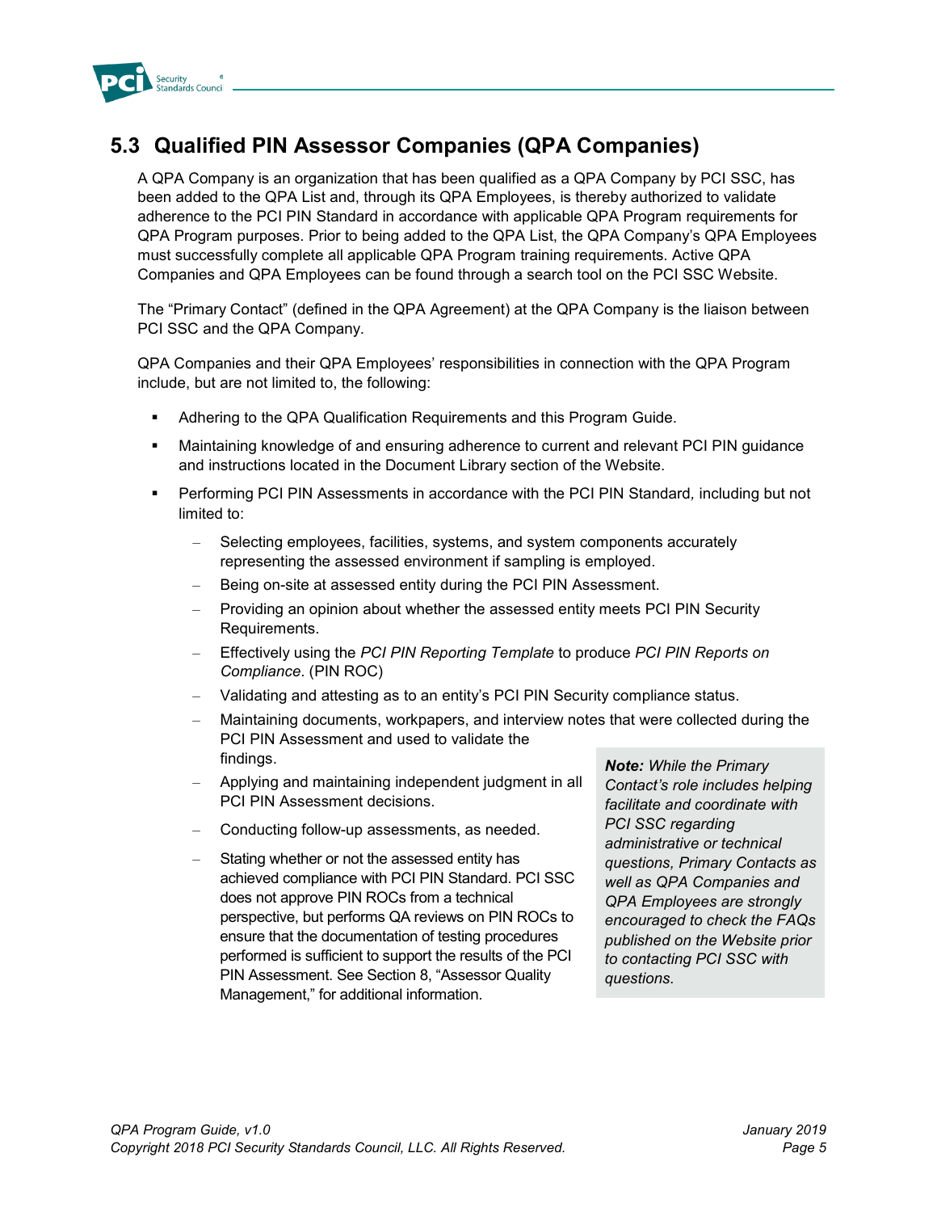## 5.3 Qualified PIN Assessor Companies (QPA Companies)

A QPA Company is an organization that has been qualified as a QPA Company by PCI SSC, has been added to the QPA List and, through its QPA Employees, is thereby authorized to validate adherence to the PCI PIN Standard in accordance with applicable QPA Program requirements for QPA Program purposes. Prior to being added to the QPA List, the QPA Company's QPA Employees must successfully complete all applicable QPA Program training requirements. Active QPA Companies and QPA Employees can be found through a search tool on the PCI SSC Website.

The "Primary Contact" (defined in the QPA Agreement) at the QPA Company is the liaison between PCI SSC and the QPA Company.

QPA Companies and their QPA Employees' responsibilities in connection with the QPA Program include, but are not limited to, the following:

- Adhering to the QPA Qualification Requirements and this Program Guide.
- Maintaining knowledge of and ensuring adherence to current and relevant PCI PIN guidance and instructions located in the Document Library section of the Website.
- Performing PCI PIN Assessments in accordance with the PCI PIN Standard, including but not limited to:
  - Selecting employees, facilities, systems, and system components accurately representing the assessed environment if sampling is employed.
  - Being on-site at assessed entity during the PCI PIN Assessment.
  - Providing an opinion about whether the assessed entity meets PCI PIN Security Requirements.
  - Effectively using the *PCI PIN Reporting Template* to produce *PCI PIN Reports on Compliance*. (PIN ROC)
  - Validating and attesting as to an entity's PCI PIN Security compliance status.
  - Maintaining documents, workpapers, and interview notes that were collected during the PCI PIN Assessment and used to validate the findings.
  - Applying and maintaining independent judgment in all PCI PIN Assessment decisions.
  - Conducting follow-up assessments, as needed.
  - Stating whether or not the assessed entity has achieved compliance with PCI PIN Standard. PCI SSC does not approve PIN ROCs from a technical perspective, but performs QA reviews on PIN ROCs to ensure that the documentation of testing procedures performed is sufficient to support the results of the PCI PIN Assessment. See Section 8, "Assessor Quality Management," for additional information.

> ***Note:*** *While the Primary Contact's role includes helping facilitate and coordinate with PCI SSC regarding administrative or technical questions, Primary Contacts as well as QPA Companies and QPA Employees are strongly encouraged to check the FAQs published on the Website prior to contacting PCI SSC with questions.*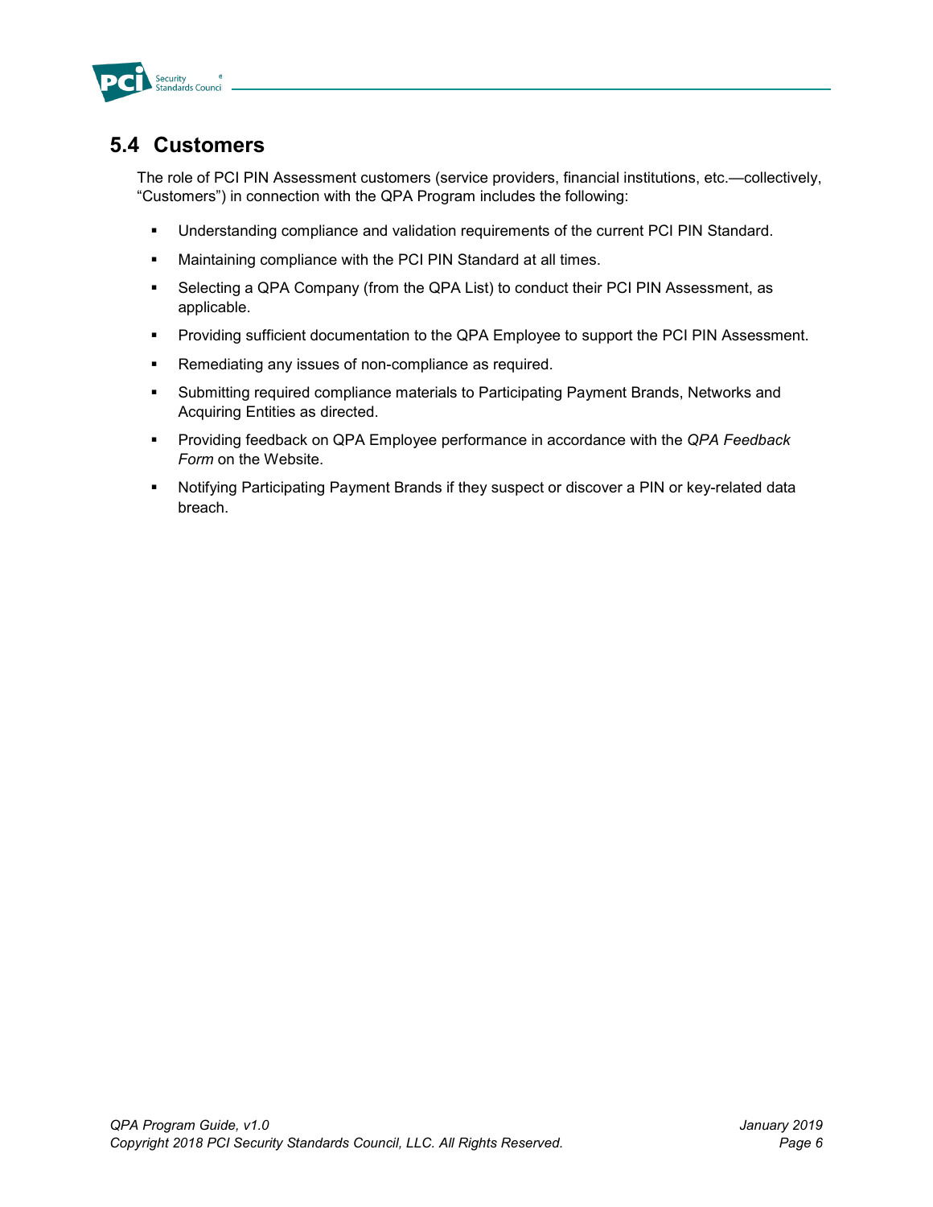## 5.4 Customers

The role of PCI PIN Assessment customers (service providers, financial institutions, etc.—collectively, "Customers") in connection with the QPA Program includes the following:

- Understanding compliance and validation requirements of the current PCI PIN Standard.
- Maintaining compliance with the PCI PIN Standard at all times.
- Selecting a QPA Company (from the QPA List) to conduct their PCI PIN Assessment, as applicable.
- Providing sufficient documentation to the QPA Employee to support the PCI PIN Assessment.
- Remediating any issues of non-compliance as required.
- Submitting required compliance materials to Participating Payment Brands, Networks and Acquiring Entities as directed.
- Providing feedback on QPA Employee performance in accordance with the *QPA Feedback Form* on the Website.
- Notifying Participating Payment Brands if they suspect or discover a PIN or key-related data breach.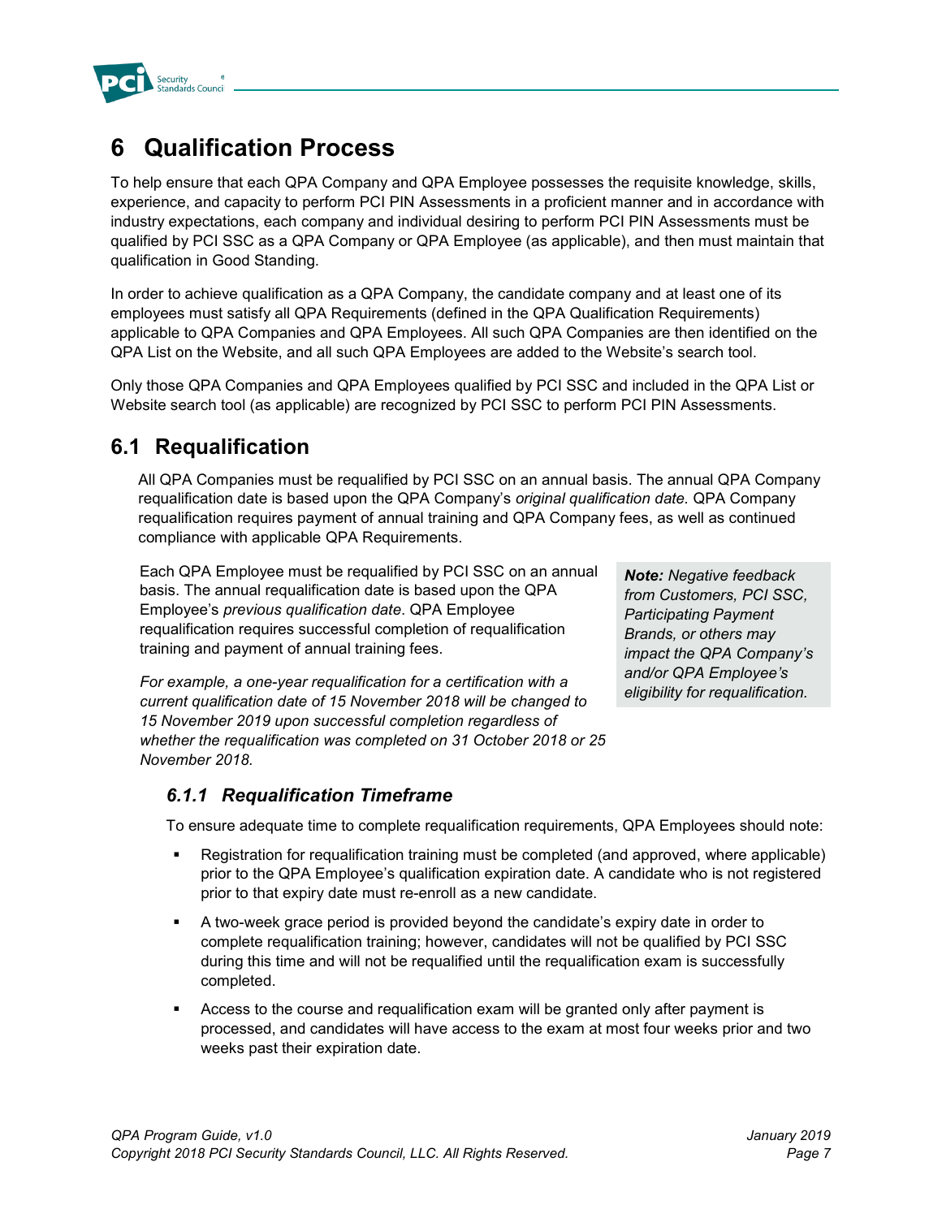# 6 Qualification Process

To help ensure that each QPA Company and QPA Employee possesses the requisite knowledge, skills, experience, and capacity to perform PCI PIN Assessments in a proficient manner and in accordance with industry expectations, each company and individual desiring to perform PCI PIN Assessments must be qualified by PCI SSC as a QPA Company or QPA Employee (as applicable), and then must maintain that qualification in Good Standing.

In order to achieve qualification as a QPA Company, the candidate company and at least one of its employees must satisfy all QPA Requirements (defined in the QPA Qualification Requirements) applicable to QPA Companies and QPA Employees. All such QPA Companies are then identified on the QPA List on the Website, and all such QPA Employees are added to the Website's search tool.

Only those QPA Companies and QPA Employees qualified by PCI SSC and included in the QPA List or Website search tool (as applicable) are recognized by PCI SSC to perform PCI PIN Assessments.

## 6.1 Requalification

All QPA Companies must be requalified by PCI SSC on an annual basis. The annual QPA Company requalification date is based upon the QPA Company's *original qualification date.* QPA Company requalification requires payment of annual training and QPA Company fees, as well as continued compliance with applicable QPA Requirements.

Each QPA Employee must be requalified by PCI SSC on an annual basis. The annual requalification date is based upon the QPA Employee's *previous qualification date*. QPA Employee requalification requires successful completion of requalification training and payment of annual training fees.

*For example, a one-year requalification for a certification with a current qualification date of 15 November 2018 will be changed to 15 November 2019 upon successful completion regardless of whether the requalification was completed on 31 October 2018 or 25 November 2018.*

> ***Note:*** *Negative feedback from Customers, PCI SSC, Participating Payment Brands, or others may impact the QPA Company's and/or QPA Employee's eligibility for requalification.*

### *6.1.1 Requalification Timeframe*

To ensure adequate time to complete requalification requirements, QPA Employees should note:

- Registration for requalification training must be completed (and approved, where applicable) prior to the QPA Employee's qualification expiration date. A candidate who is not registered prior to that expiry date must re-enroll as a new candidate.
- A two-week grace period is provided beyond the candidate's expiry date in order to complete requalification training; however, candidates will not be qualified by PCI SSC during this time and will not be requalified until the requalification exam is successfully completed.
- Access to the course and requalification exam will be granted only after payment is processed, and candidates will have access to the exam at most four weeks prior and two weeks past their expiration date.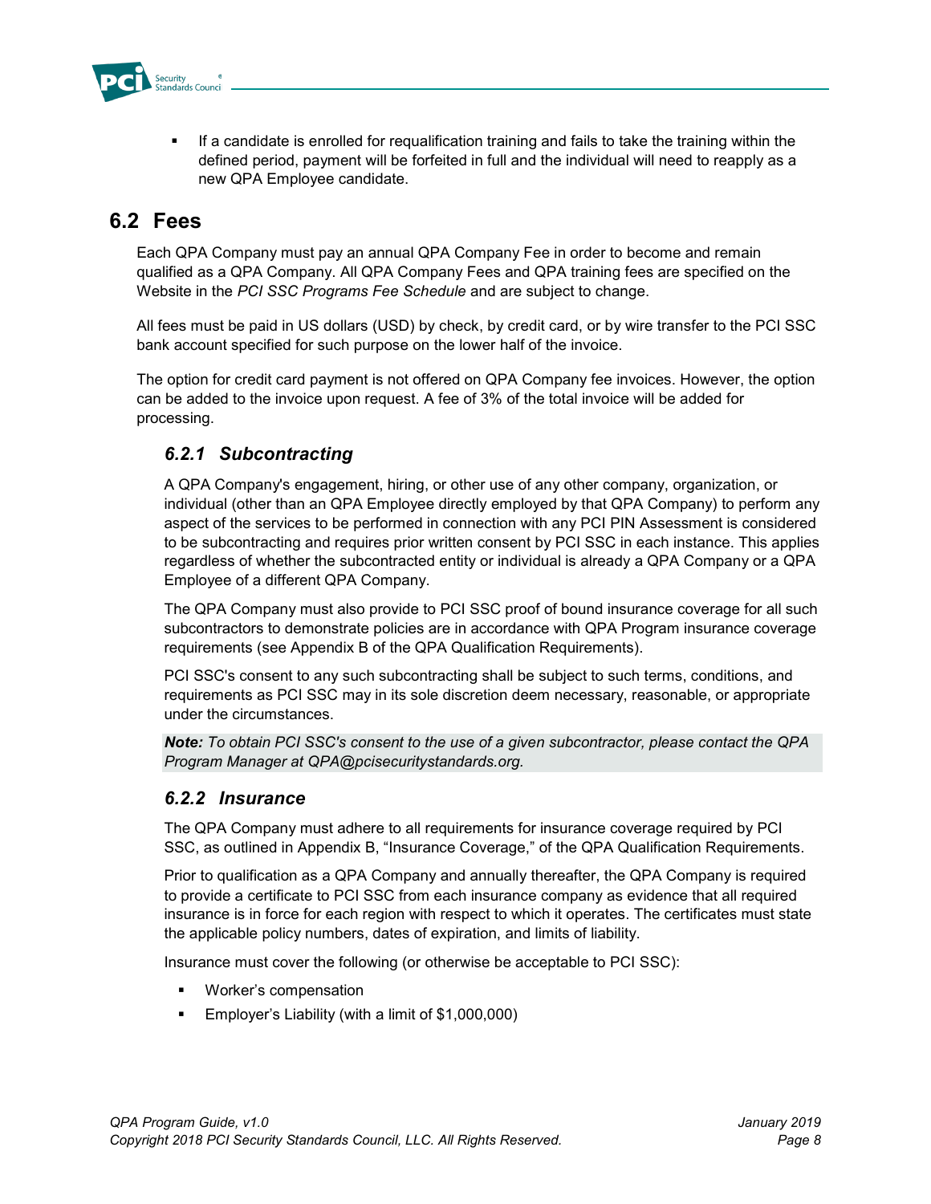- If a candidate is enrolled for requalification training and fails to take the training within the defined period, payment will be forfeited in full and the individual will need to reapply as a new QPA Employee candidate.

## 6.2 Fees

Each QPA Company must pay an annual QPA Company Fee in order to become and remain qualified as a QPA Company. All QPA Company Fees and QPA training fees are specified on the Website in the *PCI SSC Programs Fee Schedule* and are subject to change.

All fees must be paid in US dollars (USD) by check, by credit card, or by wire transfer to the PCI SSC bank account specified for such purpose on the lower half of the invoice.

The option for credit card payment is not offered on QPA Company fee invoices. However, the option can be added to the invoice upon request. A fee of 3% of the total invoice will be added for processing.

### *6.2.1 Subcontracting*

A QPA Company's engagement, hiring, or other use of any other company, organization, or individual (other than an QPA Employee directly employed by that QPA Company) to perform any aspect of the services to be performed in connection with any PCI PIN Assessment is considered to be subcontracting and requires prior written consent by PCI SSC in each instance. This applies regardless of whether the subcontracted entity or individual is already a QPA Company or a QPA Employee of a different QPA Company.

The QPA Company must also provide to PCI SSC proof of bound insurance coverage for all such subcontractors to demonstrate policies are in accordance with QPA Program insurance coverage requirements (see Appendix B of the QPA Qualification Requirements).

PCI SSC's consent to any such subcontracting shall be subject to such terms, conditions, and requirements as PCI SSC may in its sole discretion deem necessary, reasonable, or appropriate under the circumstances.

***Note:*** *To obtain PCI SSC's consent to the use of a given subcontractor, please contact the QPA Program Manager at QPA@pcisecuritystandards.org.*

### *6.2.2 Insurance*

The QPA Company must adhere to all requirements for insurance coverage required by PCI SSC, as outlined in Appendix B, "Insurance Coverage," of the QPA Qualification Requirements.

Prior to qualification as a QPA Company and annually thereafter, the QPA Company is required to provide a certificate to PCI SSC from each insurance company as evidence that all required insurance is in force for each region with respect to which it operates. The certificates must state the applicable policy numbers, dates of expiration, and limits of liability.

Insurance must cover the following (or otherwise be acceptable to PCI SSC):

- Worker's compensation
- Employer's Liability (with a limit of $1,000,000)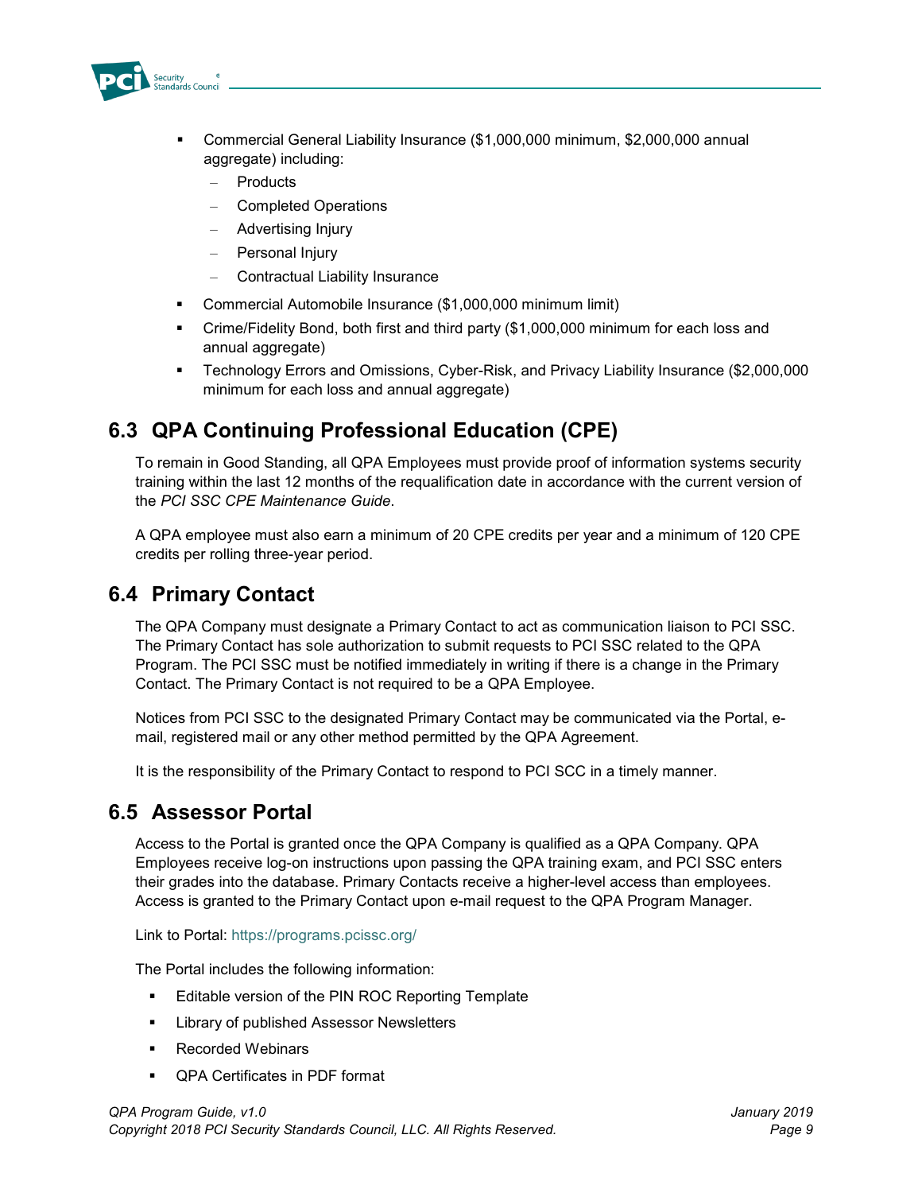- Commercial General Liability Insurance ($1,000,000 minimum, $2,000,000 annual aggregate) including:
  - Products
  - Completed Operations
  - Advertising Injury
  - Personal Injury
  - Contractual Liability Insurance
- Commercial Automobile Insurance ($1,000,000 minimum limit)
- Crime/Fidelity Bond, both first and third party ($1,000,000 minimum for each loss and annual aggregate)
- Technology Errors and Omissions, Cyber-Risk, and Privacy Liability Insurance ($2,000,000 minimum for each loss and annual aggregate)

## 6.3 QPA Continuing Professional Education (CPE)

To remain in Good Standing, all QPA Employees must provide proof of information systems security training within the last 12 months of the requalification date in accordance with the current version of the *PCI SSC CPE Maintenance Guide*.

A QPA employee must also earn a minimum of 20 CPE credits per year and a minimum of 120 CPE credits per rolling three-year period.

## 6.4 Primary Contact

The QPA Company must designate a Primary Contact to act as communication liaison to PCI SSC. The Primary Contact has sole authorization to submit requests to PCI SSC related to the QPA Program. The PCI SSC must be notified immediately in writing if there is a change in the Primary Contact. The Primary Contact is not required to be a QPA Employee.

Notices from PCI SSC to the designated Primary Contact may be communicated via the Portal, e-mail, registered mail or any other method permitted by the QPA Agreement.

It is the responsibility of the Primary Contact to respond to PCI SCC in a timely manner.

## 6.5 Assessor Portal

Access to the Portal is granted once the QPA Company is qualified as a QPA Company. QPA Employees receive log-on instructions upon passing the QPA training exam, and PCI SSC enters their grades into the database. Primary Contacts receive a higher-level access than employees. Access is granted to the Primary Contact upon e-mail request to the QPA Program Manager.

Link to Portal: https://programs.pcissc.org/

The Portal includes the following information:

- Editable version of the PIN ROC Reporting Template
- Library of published Assessor Newsletters
- Recorded Webinars
- QPA Certificates in PDF format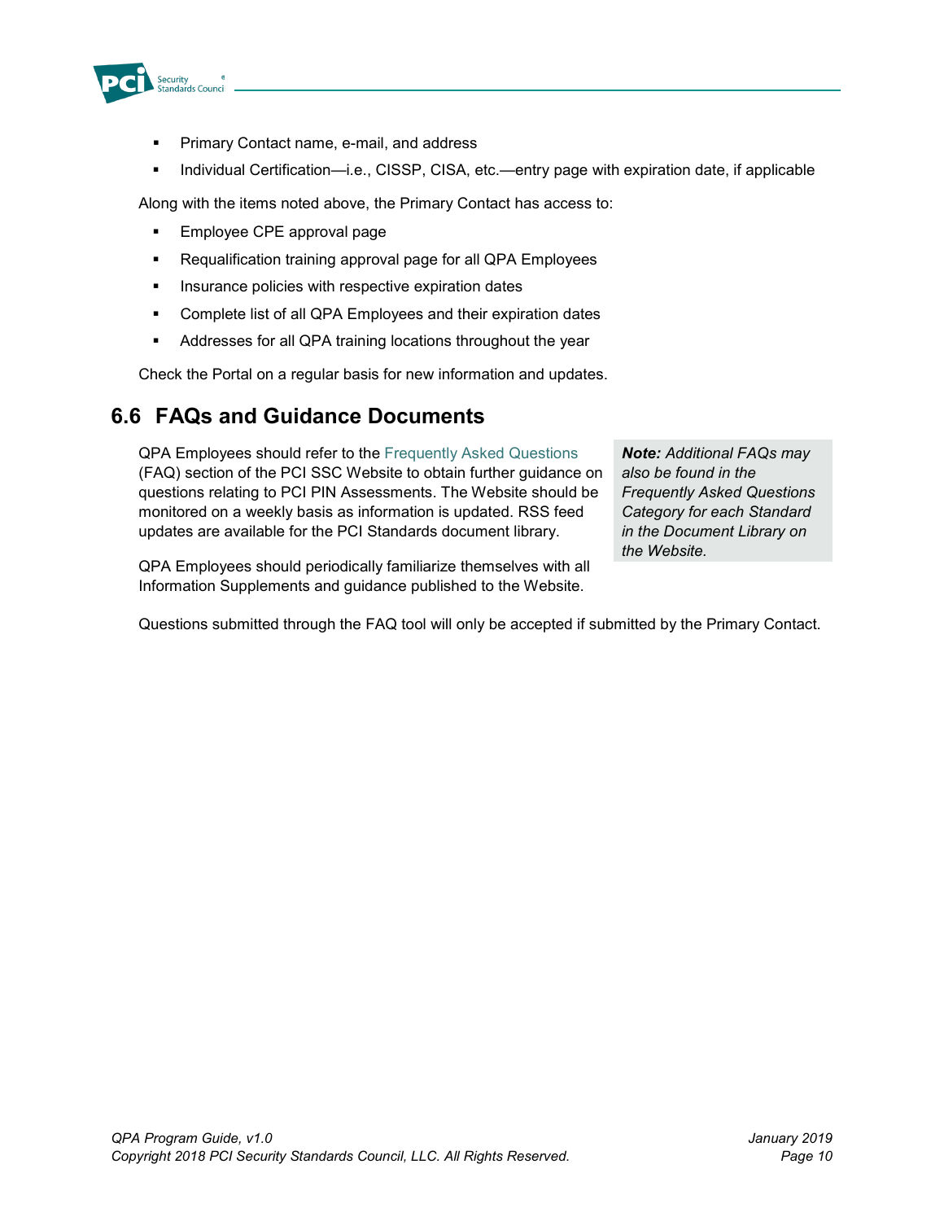- Primary Contact name, e-mail, and address
- Individual Certification—i.e., CISSP, CISA, etc.—entry page with expiration date, if applicable

Along with the items noted above, the Primary Contact has access to:

- Employee CPE approval page
- Requalification training approval page for all QPA Employees
- Insurance policies with respective expiration dates
- Complete list of all QPA Employees and their expiration dates
- Addresses for all QPA training locations throughout the year

Check the Portal on a regular basis for new information and updates.

## 6.6 FAQs and Guidance Documents

QPA Employees should refer to the Frequently Asked Questions (FAQ) section of the PCI SSC Website to obtain further guidance on questions relating to PCI PIN Assessments. The Website should be monitored on a weekly basis as information is updated. RSS feed updates are available for the PCI Standards document library.

> ***Note:*** *Additional FAQs may also be found in the Frequently Asked Questions Category for each Standard in the Document Library on the Website.*

QPA Employees should periodically familiarize themselves with all Information Supplements and guidance published to the Website.

Questions submitted through the FAQ tool will only be accepted if submitted by the Primary Contact.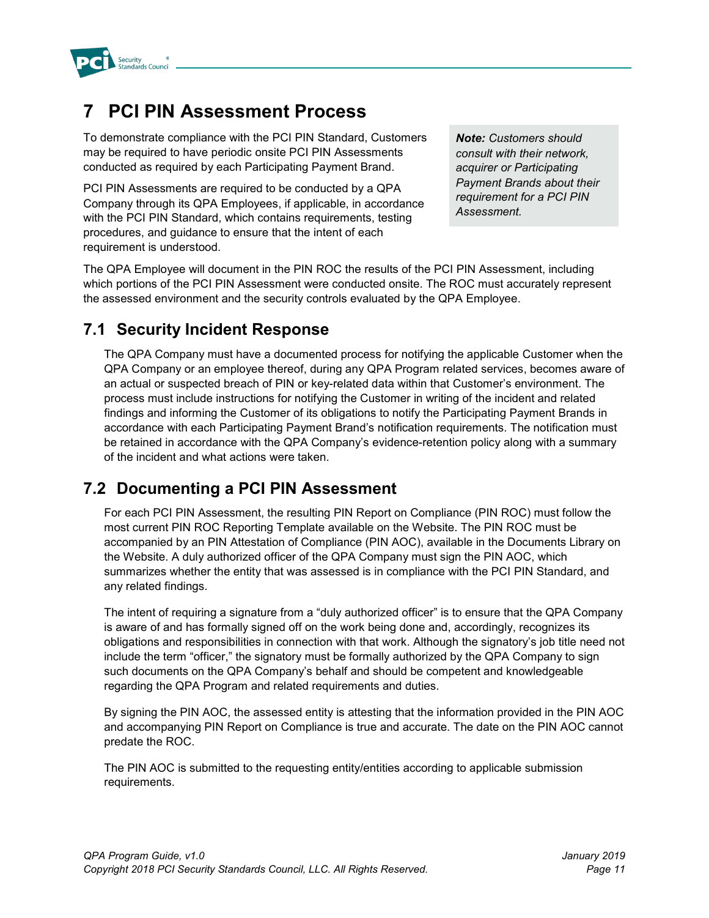# 7 PCI PIN Assessment Process

To demonstrate compliance with the PCI PIN Standard, Customers may be required to have periodic onsite PCI PIN Assessments conducted as required by each Participating Payment Brand.

PCI PIN Assessments are required to be conducted by a QPA Company through its QPA Employees, if applicable, in accordance with the PCI PIN Standard, which contains requirements, testing procedures, and guidance to ensure that the intent of each requirement is understood.

> ***Note:*** *Customers should consult with their network, acquirer or Participating Payment Brands about their requirement for a PCI PIN Assessment.*

The QPA Employee will document in the PIN ROC the results of the PCI PIN Assessment, including which portions of the PCI PIN Assessment were conducted onsite. The ROC must accurately represent the assessed environment and the security controls evaluated by the QPA Employee.

## 7.1 Security Incident Response

The QPA Company must have a documented process for notifying the applicable Customer when the QPA Company or an employee thereof, during any QPA Program related services, becomes aware of an actual or suspected breach of PIN or key-related data within that Customer's environment. The process must include instructions for notifying the Customer in writing of the incident and related findings and informing the Customer of its obligations to notify the Participating Payment Brands in accordance with each Participating Payment Brand's notification requirements. The notification must be retained in accordance with the QPA Company's evidence-retention policy along with a summary of the incident and what actions were taken.

## 7.2 Documenting a PCI PIN Assessment

For each PCI PIN Assessment, the resulting PIN Report on Compliance (PIN ROC) must follow the most current PIN ROC Reporting Template available on the Website. The PIN ROC must be accompanied by an PIN Attestation of Compliance (PIN AOC), available in the Documents Library on the Website. A duly authorized officer of the QPA Company must sign the PIN AOC, which summarizes whether the entity that was assessed is in compliance with the PCI PIN Standard, and any related findings.

The intent of requiring a signature from a "duly authorized officer" is to ensure that the QPA Company is aware of and has formally signed off on the work being done and, accordingly, recognizes its obligations and responsibilities in connection with that work. Although the signatory's job title need not include the term "officer," the signatory must be formally authorized by the QPA Company to sign such documents on the QPA Company's behalf and should be competent and knowledgeable regarding the QPA Program and related requirements and duties.

By signing the PIN AOC, the assessed entity is attesting that the information provided in the PIN AOC and accompanying PIN Report on Compliance is true and accurate. The date on the PIN AOC cannot predate the ROC.

The PIN AOC is submitted to the requesting entity/entities according to applicable submission requirements.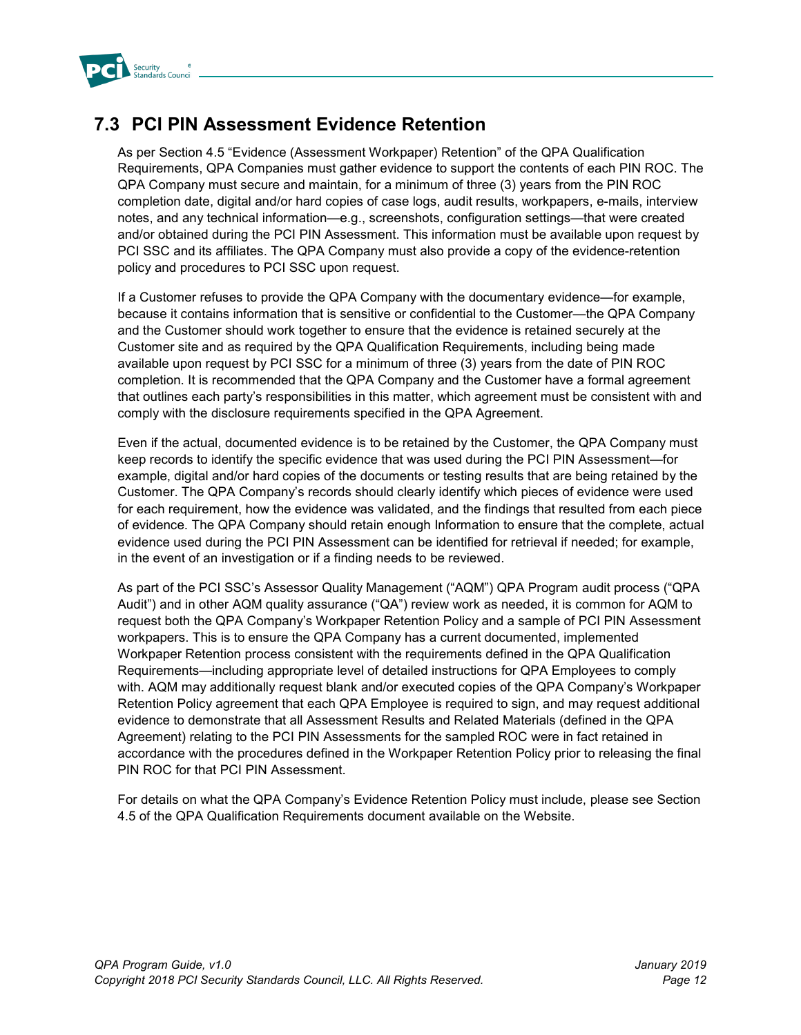## 7.3 PCI PIN Assessment Evidence Retention

As per Section 4.5 “Evidence (Assessment Workpaper) Retention” of the QPA Qualification Requirements, QPA Companies must gather evidence to support the contents of each PIN ROC. The QPA Company must secure and maintain, for a minimum of three (3) years from the PIN ROC completion date, digital and/or hard copies of case logs, audit results, workpapers, e-mails, interview notes, and any technical information—e.g., screenshots, configuration settings—that were created and/or obtained during the PCI PIN Assessment. This information must be available upon request by PCI SSC and its affiliates. The QPA Company must also provide a copy of the evidence-retention policy and procedures to PCI SSC upon request.

If a Customer refuses to provide the QPA Company with the documentary evidence—for example, because it contains information that is sensitive or confidential to the Customer—the QPA Company and the Customer should work together to ensure that the evidence is retained securely at the Customer site and as required by the QPA Qualification Requirements, including being made available upon request by PCI SSC for a minimum of three (3) years from the date of PIN ROC completion. It is recommended that the QPA Company and the Customer have a formal agreement that outlines each party’s responsibilities in this matter, which agreement must be consistent with and comply with the disclosure requirements specified in the QPA Agreement.

Even if the actual, documented evidence is to be retained by the Customer, the QPA Company must keep records to identify the specific evidence that was used during the PCI PIN Assessment—for example, digital and/or hard copies of the documents or testing results that are being retained by the Customer. The QPA Company’s records should clearly identify which pieces of evidence were used for each requirement, how the evidence was validated, and the findings that resulted from each piece of evidence. The QPA Company should retain enough Information to ensure that the complete, actual evidence used during the PCI PIN Assessment can be identified for retrieval if needed; for example, in the event of an investigation or if a finding needs to be reviewed.

As part of the PCI SSC’s Assessor Quality Management (“AQM”) QPA Program audit process (“QPA Audit”) and in other AQM quality assurance (“QA”) review work as needed, it is common for AQM to request both the QPA Company’s Workpaper Retention Policy and a sample of PCI PIN Assessment workpapers. This is to ensure the QPA Company has a current documented, implemented Workpaper Retention process consistent with the requirements defined in the QPA Qualification Requirements—including appropriate level of detailed instructions for QPA Employees to comply with. AQM may additionally request blank and/or executed copies of the QPA Company’s Workpaper Retention Policy agreement that each QPA Employee is required to sign, and may request additional evidence to demonstrate that all Assessment Results and Related Materials (defined in the QPA Agreement) relating to the PCI PIN Assessments for the sampled ROC were in fact retained in accordance with the procedures defined in the Workpaper Retention Policy prior to releasing the final PIN ROC for that PCI PIN Assessment.

For details on what the QPA Company’s Evidence Retention Policy must include, please see Section 4.5 of the QPA Qualification Requirements document available on the Website.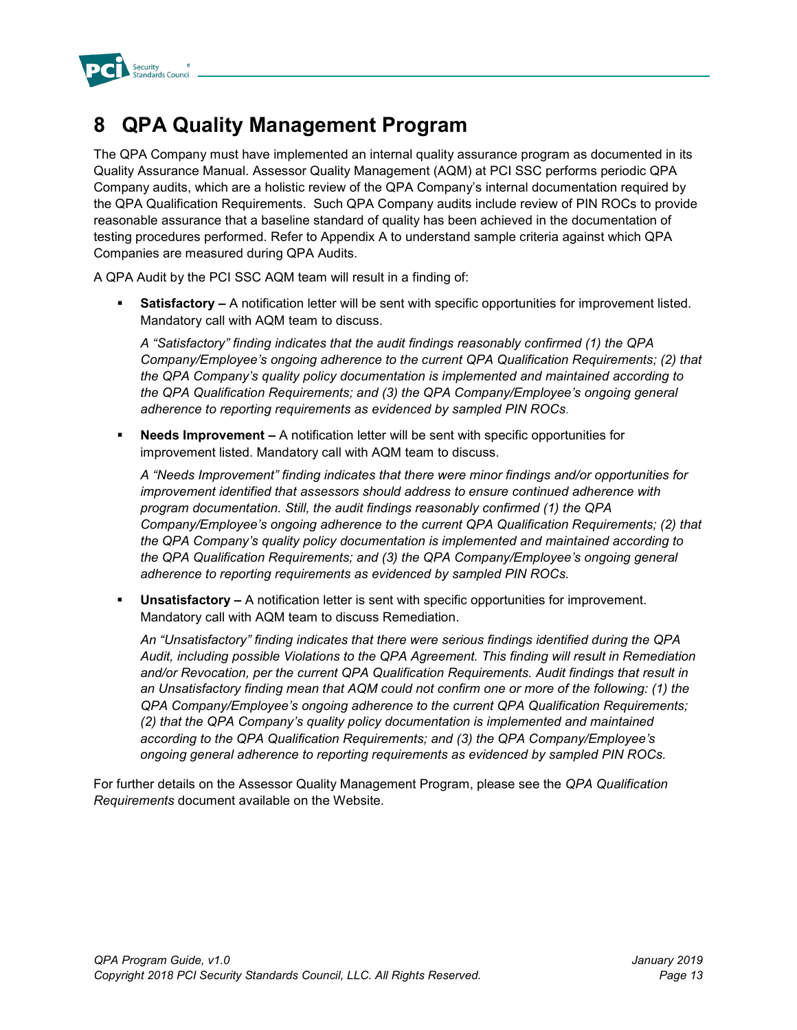# 8 QPA Quality Management Program

The QPA Company must have implemented an internal quality assurance program as documented in its Quality Assurance Manual. Assessor Quality Management (AQM) at PCI SSC performs periodic QPA Company audits, which are a holistic review of the QPA Company's internal documentation required by the QPA Qualification Requirements. Such QPA Company audits include review of PIN ROCs to provide reasonable assurance that a baseline standard of quality has been achieved in the documentation of testing procedures performed. Refer to Appendix A to understand sample criteria against which QPA Companies are measured during QPA Audits.

A QPA Audit by the PCI SSC AQM team will result in a finding of:

- **Satisfactory –** A notification letter will be sent with specific opportunities for improvement listed. Mandatory call with AQM team to discuss.

  *A "Satisfactory" finding indicates that the audit findings reasonably confirmed (1) the QPA Company/Employee's ongoing adherence to the current QPA Qualification Requirements; (2) that the QPA Company's quality policy documentation is implemented and maintained according to the QPA Qualification Requirements; and (3) the QPA Company/Employee's ongoing general adherence to reporting requirements as evidenced by sampled PIN ROCs.*

- **Needs Improvement –** A notification letter will be sent with specific opportunities for improvement listed. Mandatory call with AQM team to discuss.

  *A "Needs Improvement" finding indicates that there were minor findings and/or opportunities for improvement identified that assessors should address to ensure continued adherence with program documentation. Still, the audit findings reasonably confirmed (1) the QPA Company/Employee's ongoing adherence to the current QPA Qualification Requirements; (2) that the QPA Company's quality policy documentation is implemented and maintained according to the QPA Qualification Requirements; and (3) the QPA Company/Employee's ongoing general adherence to reporting requirements as evidenced by sampled PIN ROCs.*

- **Unsatisfactory –** A notification letter is sent with specific opportunities for improvement. Mandatory call with AQM team to discuss Remediation.

  *An "Unsatisfactory" finding indicates that there were serious findings identified during the QPA Audit, including possible Violations to the QPA Agreement. This finding will result in Remediation and/or Revocation, per the current QPA Qualification Requirements. Audit findings that result in an Unsatisfactory finding mean that AQM could not confirm one or more of the following: (1) the QPA Company/Employee's ongoing adherence to the current QPA Qualification Requirements; (2) that the QPA Company's quality policy documentation is implemented and maintained according to the QPA Qualification Requirements; and (3) the QPA Company/Employee's ongoing general adherence to reporting requirements as evidenced by sampled PIN ROCs.*

For further details on the Assessor Quality Management Program, please see the *QPA Qualification Requirements* document available on the Website.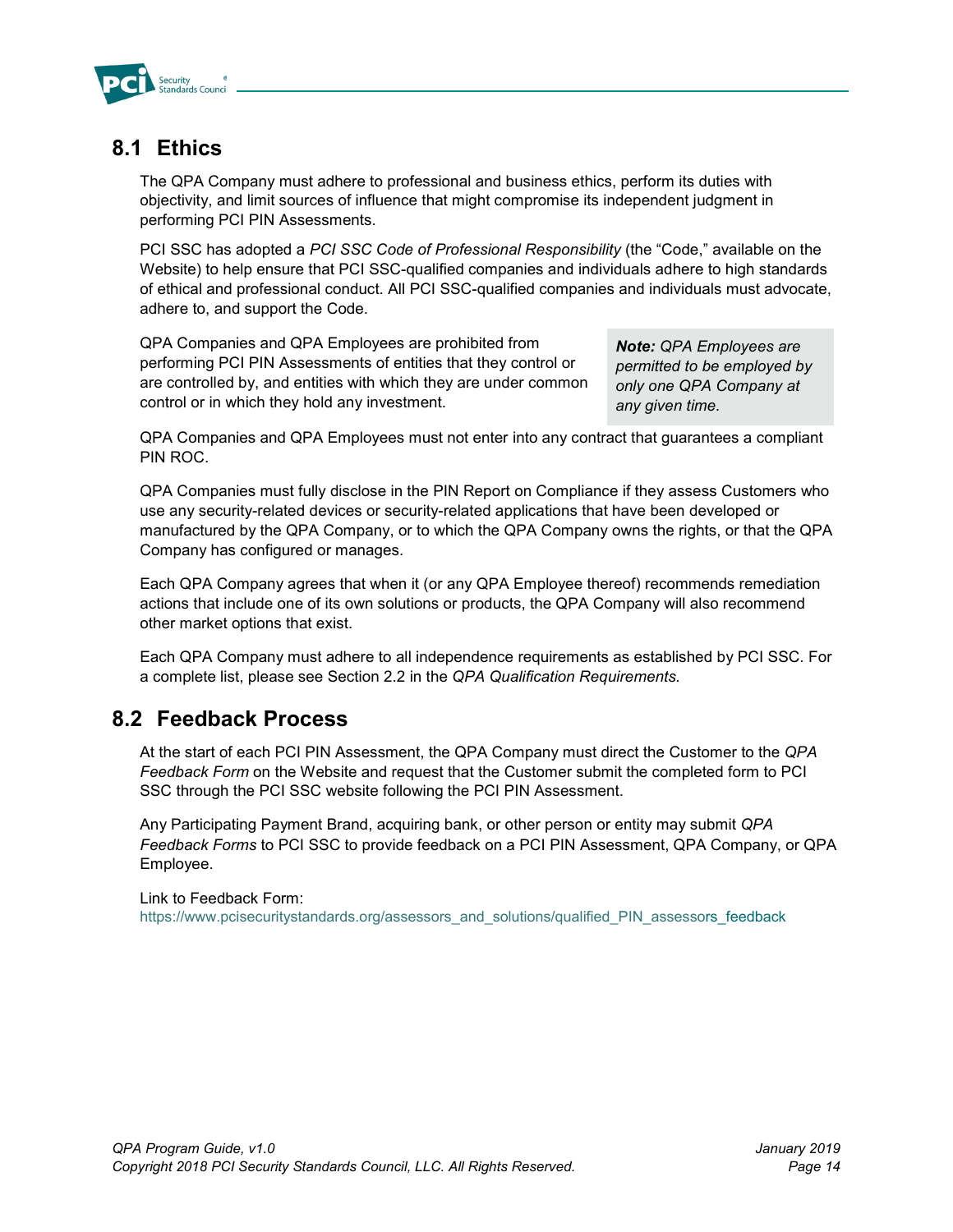## 8.1 Ethics

The QPA Company must adhere to professional and business ethics, perform its duties with objectivity, and limit sources of influence that might compromise its independent judgment in performing PCI PIN Assessments.

PCI SSC has adopted a *PCI SSC Code of Professional Responsibility* (the "Code," available on the Website) to help ensure that PCI SSC-qualified companies and individuals adhere to high standards of ethical and professional conduct. All PCI SSC-qualified companies and individuals must advocate, adhere to, and support the Code.

QPA Companies and QPA Employees are prohibited from performing PCI PIN Assessments of entities that they control or are controlled by, and entities with which they are under common control or in which they hold any investment.

> ***Note:*** *QPA Employees are permitted to be employed by only one QPA Company at any given time.*

QPA Companies and QPA Employees must not enter into any contract that guarantees a compliant PIN ROC.

QPA Companies must fully disclose in the PIN Report on Compliance if they assess Customers who use any security-related devices or security-related applications that have been developed or manufactured by the QPA Company, or to which the QPA Company owns the rights, or that the QPA Company has configured or manages.

Each QPA Company agrees that when it (or any QPA Employee thereof) recommends remediation actions that include one of its own solutions or products, the QPA Company will also recommend other market options that exist.

Each QPA Company must adhere to all independence requirements as established by PCI SSC. For a complete list, please see Section 2.2 in the *QPA Qualification Requirements.*

## 8.2 Feedback Process

At the start of each PCI PIN Assessment, the QPA Company must direct the Customer to the *QPA Feedback Form* on the Website and request that the Customer submit the completed form to PCI SSC through the PCI SSC website following the PCI PIN Assessment.

Any Participating Payment Brand, acquiring bank, or other person or entity may submit *QPA Feedback Forms* to PCI SSC to provide feedback on a PCI PIN Assessment, QPA Company, or QPA Employee.

Link to Feedback Form:
https://www.pcisecuritystandards.org/assessors_and_solutions/qualified_PIN_assessors_feedback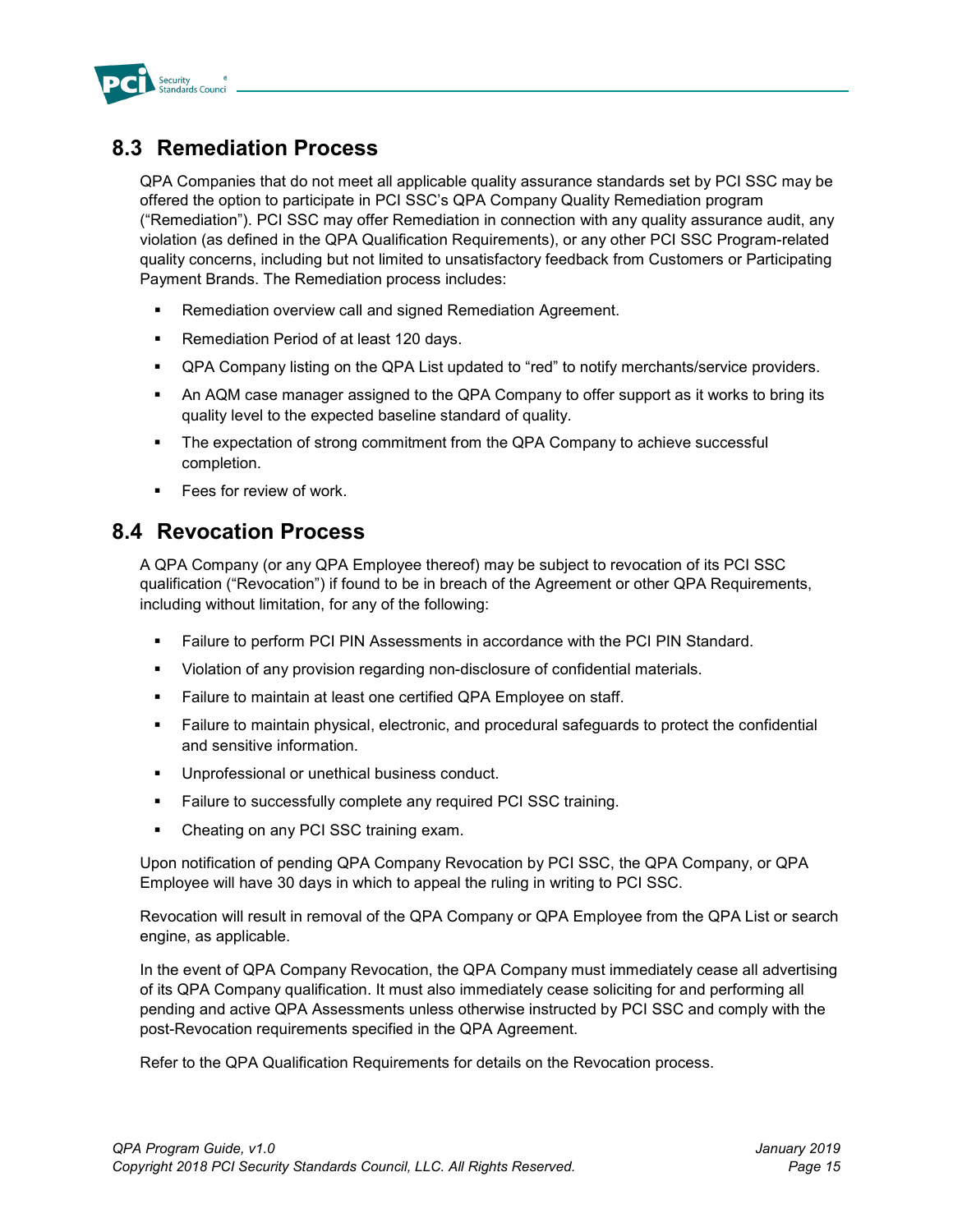## 8.3 Remediation Process

QPA Companies that do not meet all applicable quality assurance standards set by PCI SSC may be offered the option to participate in PCI SSC's QPA Company Quality Remediation program ("Remediation"). PCI SSC may offer Remediation in connection with any quality assurance audit, any violation (as defined in the QPA Qualification Requirements), or any other PCI SSC Program-related quality concerns, including but not limited to unsatisfactory feedback from Customers or Participating Payment Brands. The Remediation process includes:

- Remediation overview call and signed Remediation Agreement.
- Remediation Period of at least 120 days.
- QPA Company listing on the QPA List updated to "red" to notify merchants/service providers.
- An AQM case manager assigned to the QPA Company to offer support as it works to bring its quality level to the expected baseline standard of quality.
- The expectation of strong commitment from the QPA Company to achieve successful completion.
- Fees for review of work.

## 8.4 Revocation Process

A QPA Company (or any QPA Employee thereof) may be subject to revocation of its PCI SSC qualification ("Revocation") if found to be in breach of the Agreement or other QPA Requirements, including without limitation, for any of the following:

- Failure to perform PCI PIN Assessments in accordance with the PCI PIN Standard.
- Violation of any provision regarding non-disclosure of confidential materials.
- Failure to maintain at least one certified QPA Employee on staff.
- Failure to maintain physical, electronic, and procedural safeguards to protect the confidential and sensitive information.
- Unprofessional or unethical business conduct.
- Failure to successfully complete any required PCI SSC training.
- Cheating on any PCI SSC training exam.

Upon notification of pending QPA Company Revocation by PCI SSC, the QPA Company, or QPA Employee will have 30 days in which to appeal the ruling in writing to PCI SSC.

Revocation will result in removal of the QPA Company or QPA Employee from the QPA List or search engine, as applicable.

In the event of QPA Company Revocation, the QPA Company must immediately cease all advertising of its QPA Company qualification. It must also immediately cease soliciting for and performing all pending and active QPA Assessments unless otherwise instructed by PCI SSC and comply with the post-Revocation requirements specified in the QPA Agreement.

Refer to the QPA Qualification Requirements for details on the Revocation process.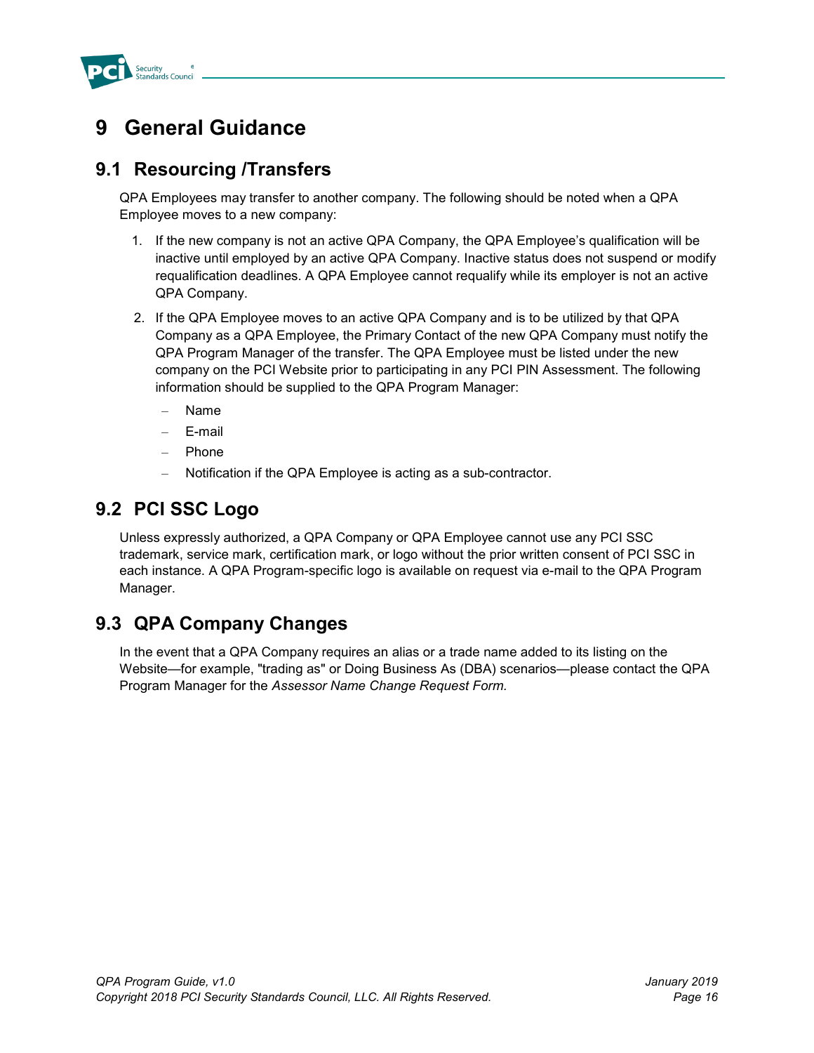# 9 General Guidance

## 9.1 Resourcing /Transfers

QPA Employees may transfer to another company. The following should be noted when a QPA Employee moves to a new company:

1. If the new company is not an active QPA Company, the QPA Employee's qualification will be inactive until employed by an active QPA Company. Inactive status does not suspend or modify requalification deadlines. A QPA Employee cannot requalify while its employer is not an active QPA Company.
2. If the QPA Employee moves to an active QPA Company and is to be utilized by that QPA Company as a QPA Employee, the Primary Contact of the new QPA Company must notify the QPA Program Manager of the transfer. The QPA Employee must be listed under the new company on the PCI Website prior to participating in any PCI PIN Assessment. The following information should be supplied to the QPA Program Manager:
   - Name
   - E-mail
   - Phone
   - Notification if the QPA Employee is acting as a sub-contractor.

## 9.2 PCI SSC Logo

Unless expressly authorized, a QPA Company or QPA Employee cannot use any PCI SSC trademark, service mark, certification mark, or logo without the prior written consent of PCI SSC in each instance. A QPA Program-specific logo is available on request via e-mail to the QPA Program Manager.

## 9.3 QPA Company Changes

In the event that a QPA Company requires an alias or a trade name added to its listing on the Website—for example, "trading as" or Doing Business As (DBA) scenarios—please contact the QPA Program Manager for the *Assessor Name Change Request Form*.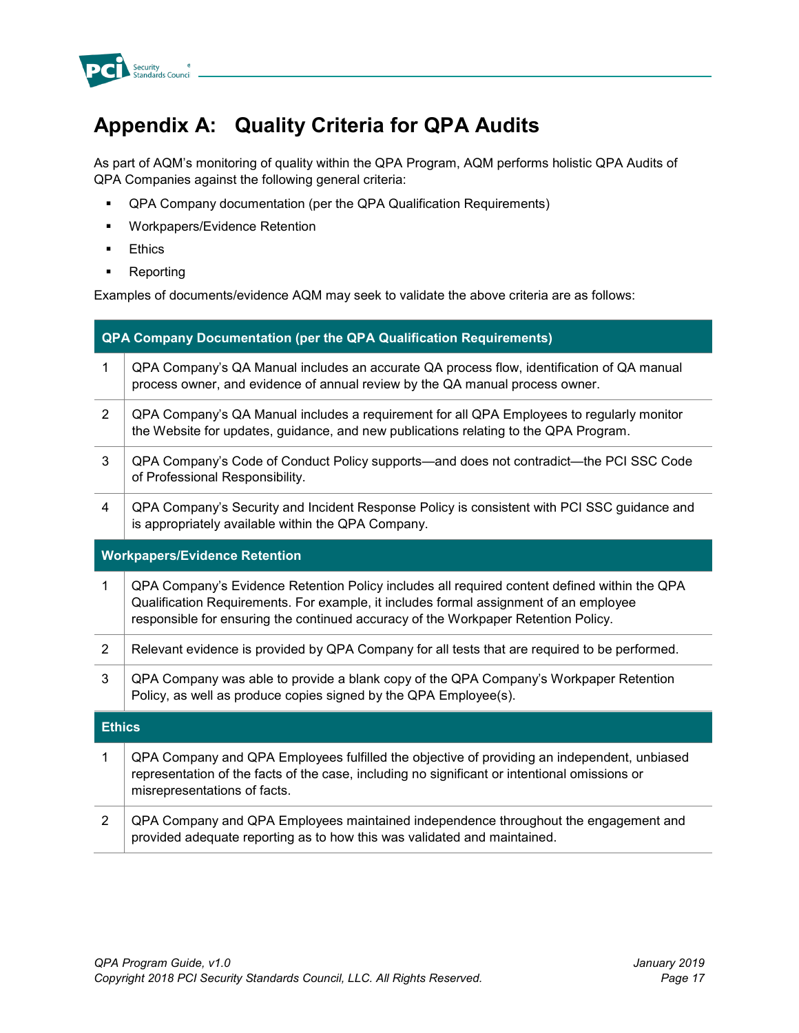# Appendix A: Quality Criteria for QPA Audits

As part of AQM's monitoring of quality within the QPA Program, AQM performs holistic QPA Audits of QPA Companies against the following general criteria:

- QPA Company documentation (per the QPA Qualification Requirements)
- Workpapers/Evidence Retention
- Ethics
- Reporting

Examples of documents/evidence AQM may seek to validate the above criteria are as follows:

| **QPA Company Documentation (per the QPA Qualification Requirements)** | |
|---|---|
| 1 | QPA Company's QA Manual includes an accurate QA process flow, identification of QA manual process owner, and evidence of annual review by the QA manual process owner. |
| 2 | QPA Company's QA Manual includes a requirement for all QPA Employees to regularly monitor the Website for updates, guidance, and new publications relating to the QPA Program. |
| 3 | QPA Company's Code of Conduct Policy supports—and does not contradict—the PCI SSC Code of Professional Responsibility. |
| 4 | QPA Company's Security and Incident Response Policy is consistent with PCI SSC guidance and is appropriately available within the QPA Company. |
| **Workpapers/Evidence Retention** | |
| 1 | QPA Company's Evidence Retention Policy includes all required content defined within the QPA Qualification Requirements. For example, it includes formal assignment of an employee responsible for ensuring the continued accuracy of the Workpaper Retention Policy. |
| 2 | Relevant evidence is provided by QPA Company for all tests that are required to be performed. |
| 3 | QPA Company was able to provide a blank copy of the QPA Company's Workpaper Retention Policy, as well as produce copies signed by the QPA Employee(s). |
| **Ethics** | |
| 1 | QPA Company and QPA Employees fulfilled the objective of providing an independent, unbiased representation of the facts of the case, including no significant or intentional omissions or misrepresentations of facts. |
| 2 | QPA Company and QPA Employees maintained independence throughout the engagement and provided adequate reporting as to how this was validated and maintained. |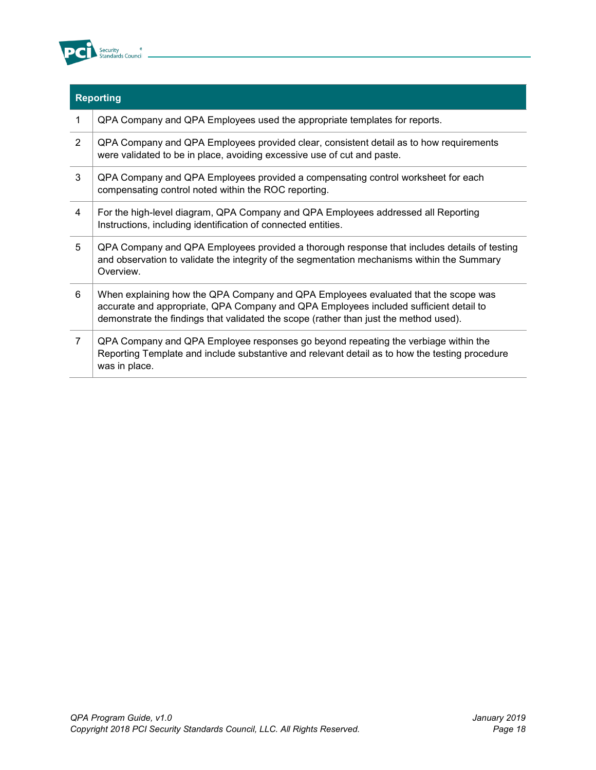| Reporting | |
|---|---|
| 1 | QPA Company and QPA Employees used the appropriate templates for reports. |
| 2 | QPA Company and QPA Employees provided clear, consistent detail as to how requirements were validated to be in place, avoiding excessive use of cut and paste. |
| 3 | QPA Company and QPA Employees provided a compensating control worksheet for each compensating control noted within the ROC reporting. |
| 4 | For the high-level diagram, QPA Company and QPA Employees addressed all Reporting Instructions, including identification of connected entities. |
| 5 | QPA Company and QPA Employees provided a thorough response that includes details of testing and observation to validate the integrity of the segmentation mechanisms within the Summary Overview. |
| 6 | When explaining how the QPA Company and QPA Employees evaluated that the scope was accurate and appropriate, QPA Company and QPA Employees included sufficient detail to demonstrate the findings that validated the scope (rather than just the method used). |
| 7 | QPA Company and QPA Employee responses go beyond repeating the verbiage within the Reporting Template and include substantive and relevant detail as to how the testing procedure was in place. |